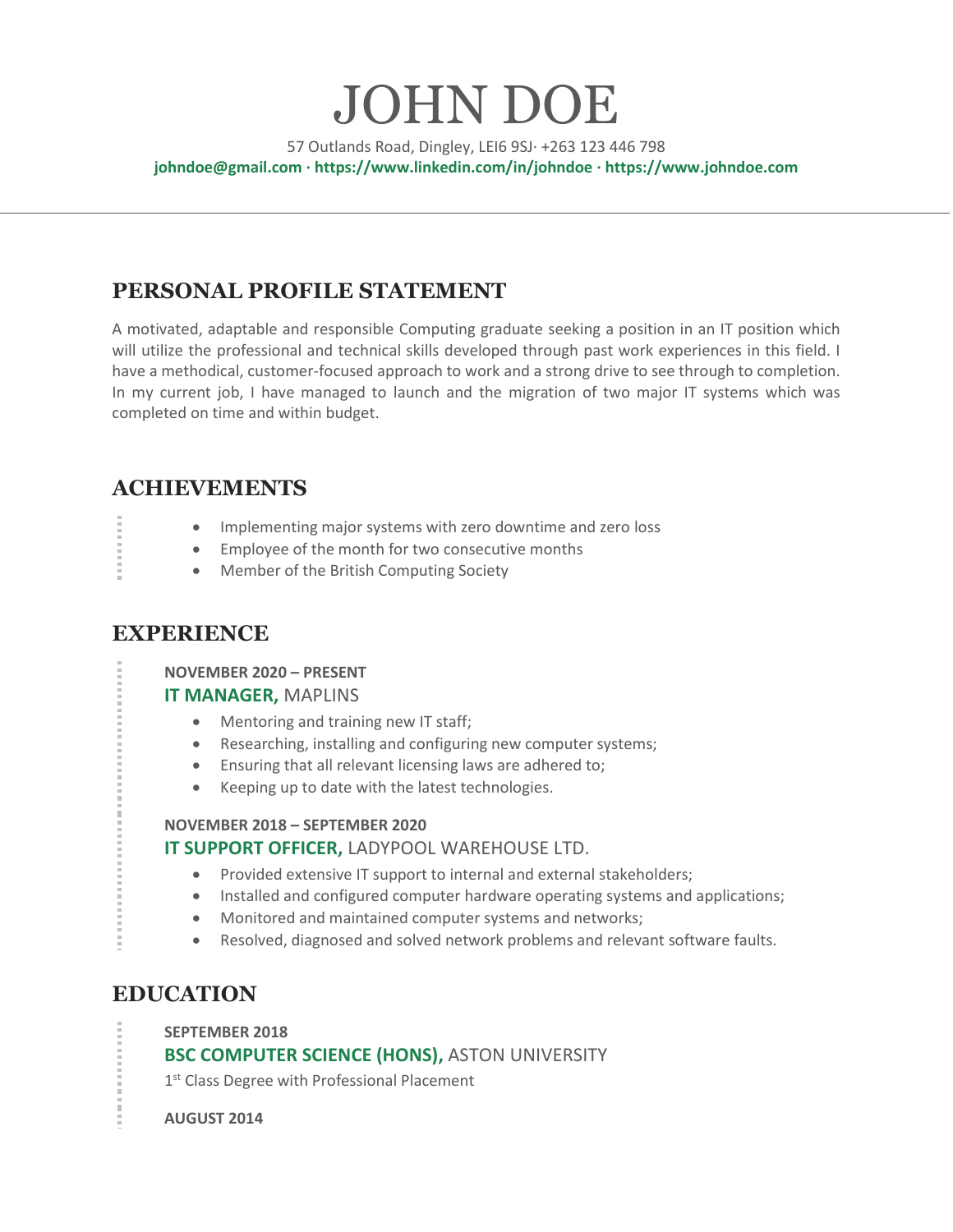# JOHN DOE

57 Outlands Road, Dingley, LEI6 9SJ· +263 123 446 798

**johndoe@gmail.com · https://www.linkedin.com/in/johndoe · https://www.johndoe.com**

---

## PERSONAL PROFILE STATEMENT

A motivated, adaptable and responsible Computing graduate seeking a position in an IT position which will utilize the professional and technical skills developed through past work experiences in this field. I have a methodical, customer-focused approach to work and a strong drive to see through to completion. In my current job, I have managed to launch and the migration of two major IT systems which was completed on time and within budget.

## ACHIEVEMENTS

- Implementing major systems with zero downtime and zero loss
- Employee of the month for two consecutive months
- Member of the British Computing Society

## EXPERIENCE

**NOVEMBER 2020 – PRESENT**

**IT MANAGER,** MAPLINS

- Mentoring and training new IT staff;
- Researching, installing and configuring new computer systems;
- Ensuring that all relevant licensing laws are adhered to;
- Keeping up to date with the latest technologies.

**NOVEMBER 2018 – SEPTEMBER 2020**

**IT SUPPORT OFFICER,** LADYPOOL WAREHOUSE LTD.

- Provided extensive IT support to internal and external stakeholders;
- Installed and configured computer hardware operating systems and applications;
- Monitored and maintained computer systems and networks;
- Resolved, diagnosed and solved network problems and relevant software faults.

## EDUCATION

**SEPTEMBER 2018**

**BSC COMPUTER SCIENCE (HONS),** ASTON UNIVERSITY

1st Class Degree with Professional Placement

**AUGUST 2014**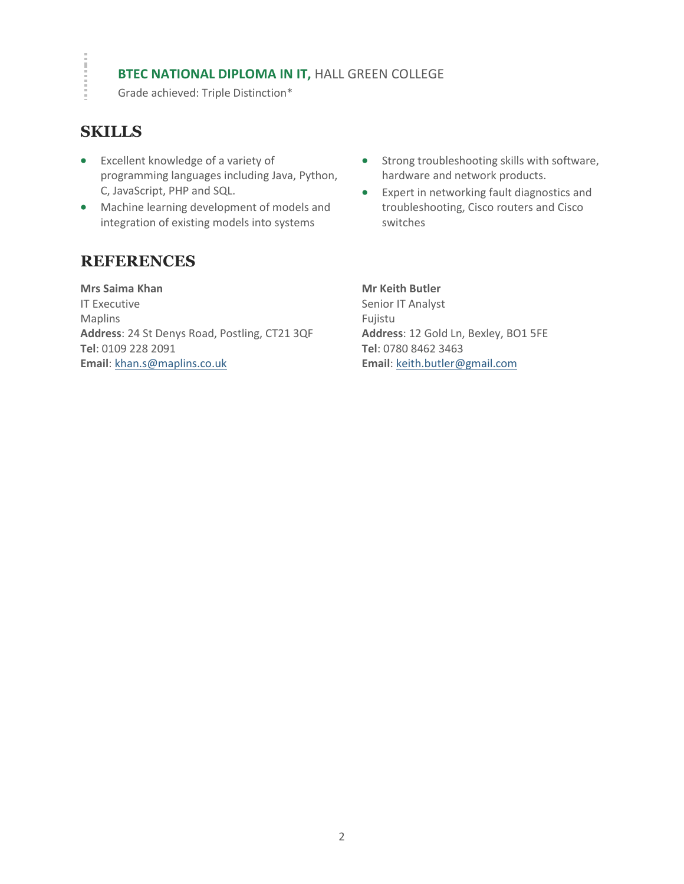**BTEC NATIONAL DIPLOMA IN IT,** HALL GREEN COLLEGE

Grade achieved: Triple Distinction*

## SKILLS

- Excellent knowledge of a variety of programming languages including Java, Python, C, JavaScript, PHP and SQL.
- Machine learning development of models and integration of existing models into systems
- Strong troubleshooting skills with software, hardware and network products.
- Expert in networking fault diagnostics and troubleshooting, Cisco routers and Cisco switches

## REFERENCES

**Mrs Saima Khan**
IT Executive
Maplins
**Address**: 24 St Denys Road, Postling, CT21 3QF
**Tel**: 0109 228 2091
**Email**: khan.s@maplins.co.uk

**Mr Keith Butler**
Senior IT Analyst
Fujistu
**Address**: 12 Gold Ln, Bexley, BO1 5FE
**Tel**: 0780 8462 3463
**Email**: keith.butler@gmail.com